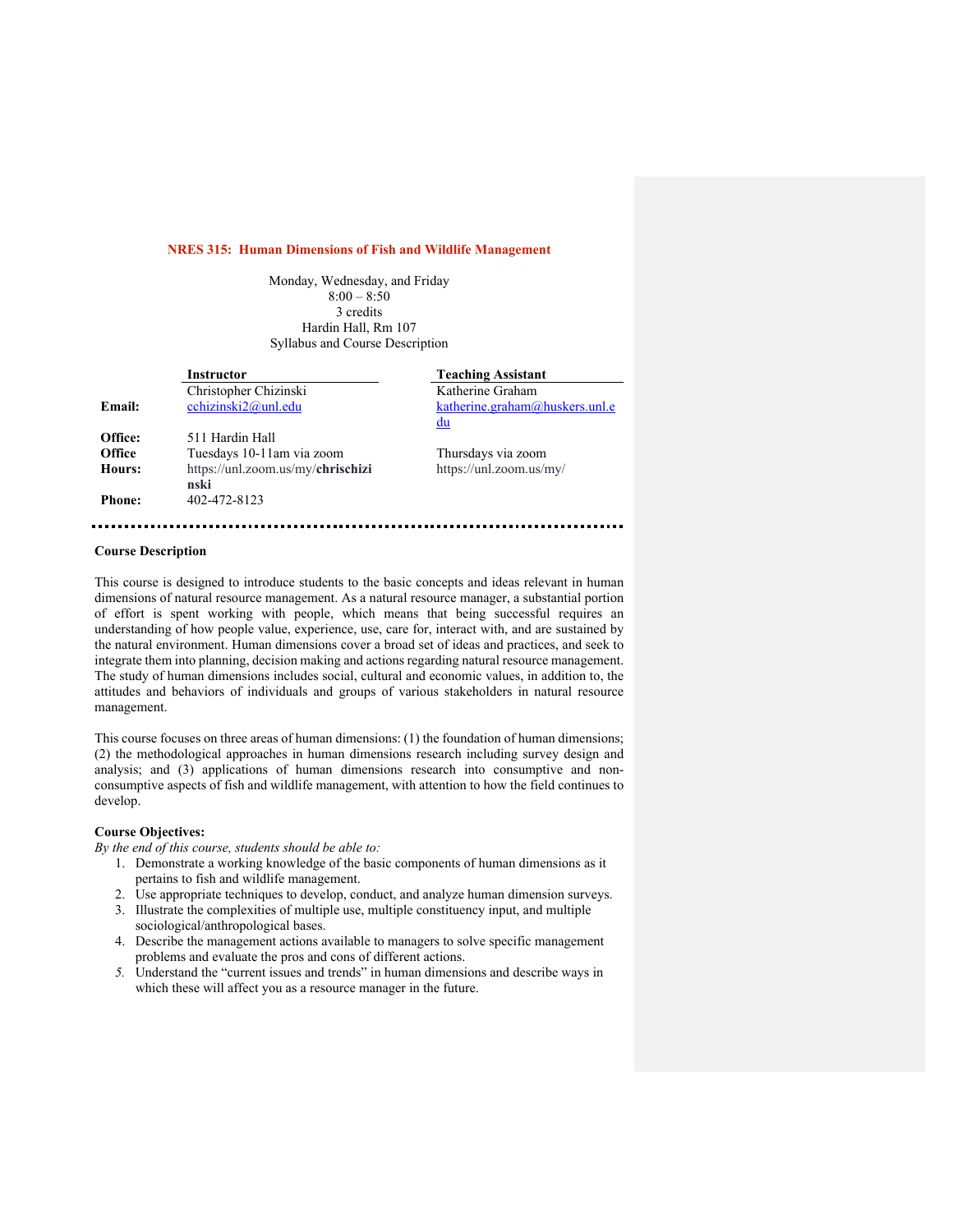# NRES 315: Human Dimensions of Fish and Wildlife Management

Monday, Wednesday, and Friday
8:00 – 8:50
3 credits
Hardin Hall, Rm 107
Syllabus and Course Description

| | Instructor | Teaching Assistant |
|---|---|---|
| | Christopher Chizinski | Katherine Graham |
| **Email:** | cchizinski2@unl.edu | katherine.graham@huskers.unl.edu |
| **Office:** | 511 Hardin Hall | |
| **Office Hours:** | Tuesdays 10-11am via zoom https://unl.zoom.us/my/**chrischizinski** | Thursdays via zoom https://unl.zoom.us/my/ |
| **Phone:** | 402-472-8123 | |

---

### Course Description

This course is designed to introduce students to the basic concepts and ideas relevant in human dimensions of natural resource management. As a natural resource manager, a substantial portion of effort is spent working with people, which means that being successful requires an understanding of how people value, experience, use, care for, interact with, and are sustained by the natural environment. Human dimensions cover a broad set of ideas and practices, and seek to integrate them into planning, decision making and actions regarding natural resource management. The study of human dimensions includes social, cultural and economic values, in addition to, the attitudes and behaviors of individuals and groups of various stakeholders in natural resource management.

This course focuses on three areas of human dimensions: (1) the foundation of human dimensions; (2) the methodological approaches in human dimensions research including survey design and analysis; and (3) applications of human dimensions research into consumptive and non-consumptive aspects of fish and wildlife management, with attention to how the field continues to develop.

### Course Objectives:

*By the end of this course, students should be able to:*

1. Demonstrate a working knowledge of the basic components of human dimensions as it pertains to fish and wildlife management.
2. Use appropriate techniques to develop, conduct, and analyze human dimension surveys.
3. Illustrate the complexities of multiple use, multiple constituency input, and multiple sociological/anthropological bases.
4. Describe the management actions available to managers to solve specific management problems and evaluate the pros and cons of different actions.
5. Understand the "current issues and trends" in human dimensions and describe ways in which these will affect you as a resource manager in the future.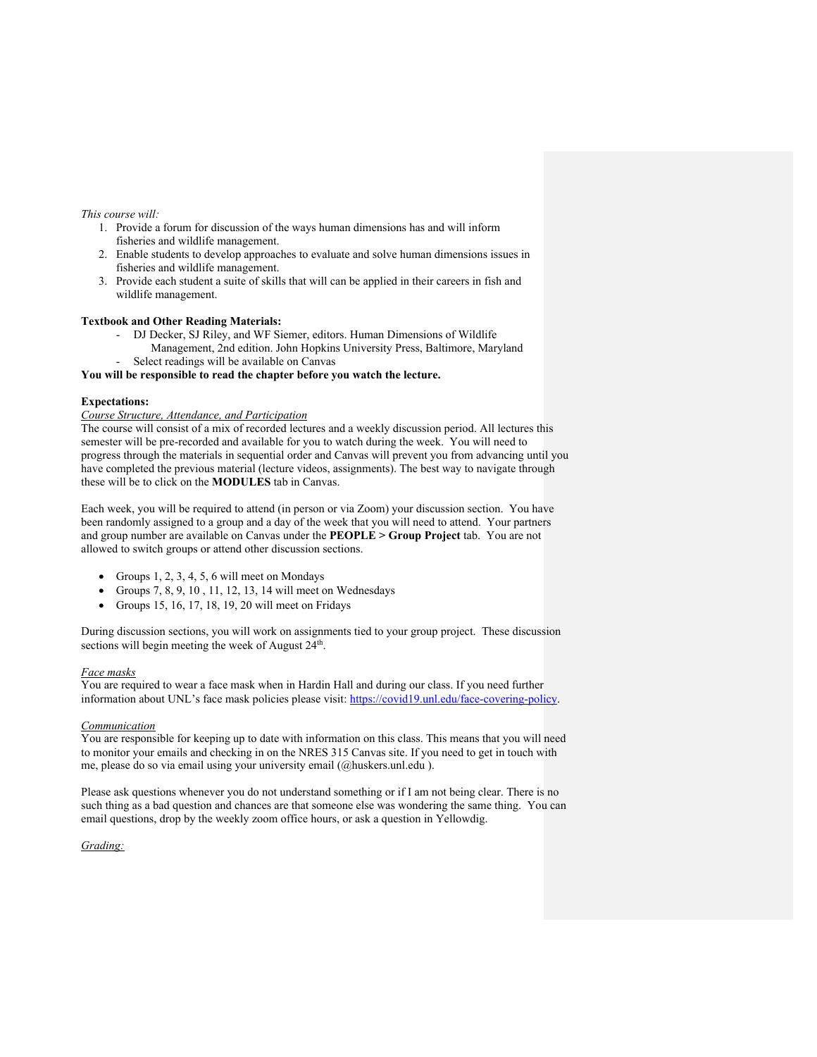*This course will:*

1. Provide a forum for discussion of the ways human dimensions has and will inform fisheries and wildlife management.
2. Enable students to develop approaches to evaluate and solve human dimensions issues in fisheries and wildlife management.
3. Provide each student a suite of skills that will can be applied in their careers in fish and wildlife management.

**Textbook and Other Reading Materials:**

- DJ Decker, SJ Riley, and WF Siemer, editors. Human Dimensions of Wildlife Management, 2nd edition. John Hopkins University Press, Baltimore, Maryland
- Select readings will be available on Canvas

**You will be responsible to read the chapter before you watch the lecture.**

**Expectations:**

*Course Structure, Attendance, and Participation*

The course will consist of a mix of recorded lectures and a weekly discussion period. All lectures this semester will be pre-recorded and available for you to watch during the week. You will need to progress through the materials in sequential order and Canvas will prevent you from advancing until you have completed the previous material (lecture videos, assignments). The best way to navigate through these will be to click on the **MODULES** tab in Canvas.

Each week, you will be required to attend (in person or via Zoom) your discussion section. You have been randomly assigned to a group and a day of the week that you will need to attend. Your partners and group number are available on Canvas under the **PEOPLE > Group Project** tab. You are not allowed to switch groups or attend other discussion sections.

- Groups 1, 2, 3, 4, 5, 6 will meet on Mondays
- Groups 7, 8, 9, 10 , 11, 12, 13, 14 will meet on Wednesdays
- Groups 15, 16, 17, 18, 19, 20 will meet on Fridays

During discussion sections, you will work on assignments tied to your group project. These discussion sections will begin meeting the week of August 24th.

*Face masks*

You are required to wear a face mask when in Hardin Hall and during our class. If you need further information about UNL's face mask policies please visit: https://covid19.unl.edu/face-covering-policy.

*Communication*

You are responsible for keeping up to date with information on this class. This means that you will need to monitor your emails and checking in on the NRES 315 Canvas site. If you need to get in touch with me, please do so via email using your university email (@huskers.unl.edu ).

Please ask questions whenever you do not understand something or if I am not being clear. There is no such thing as a bad question and chances are that someone else was wondering the same thing. You can email questions, drop by the weekly zoom office hours, or ask a question in Yellowdig.

*Grading:*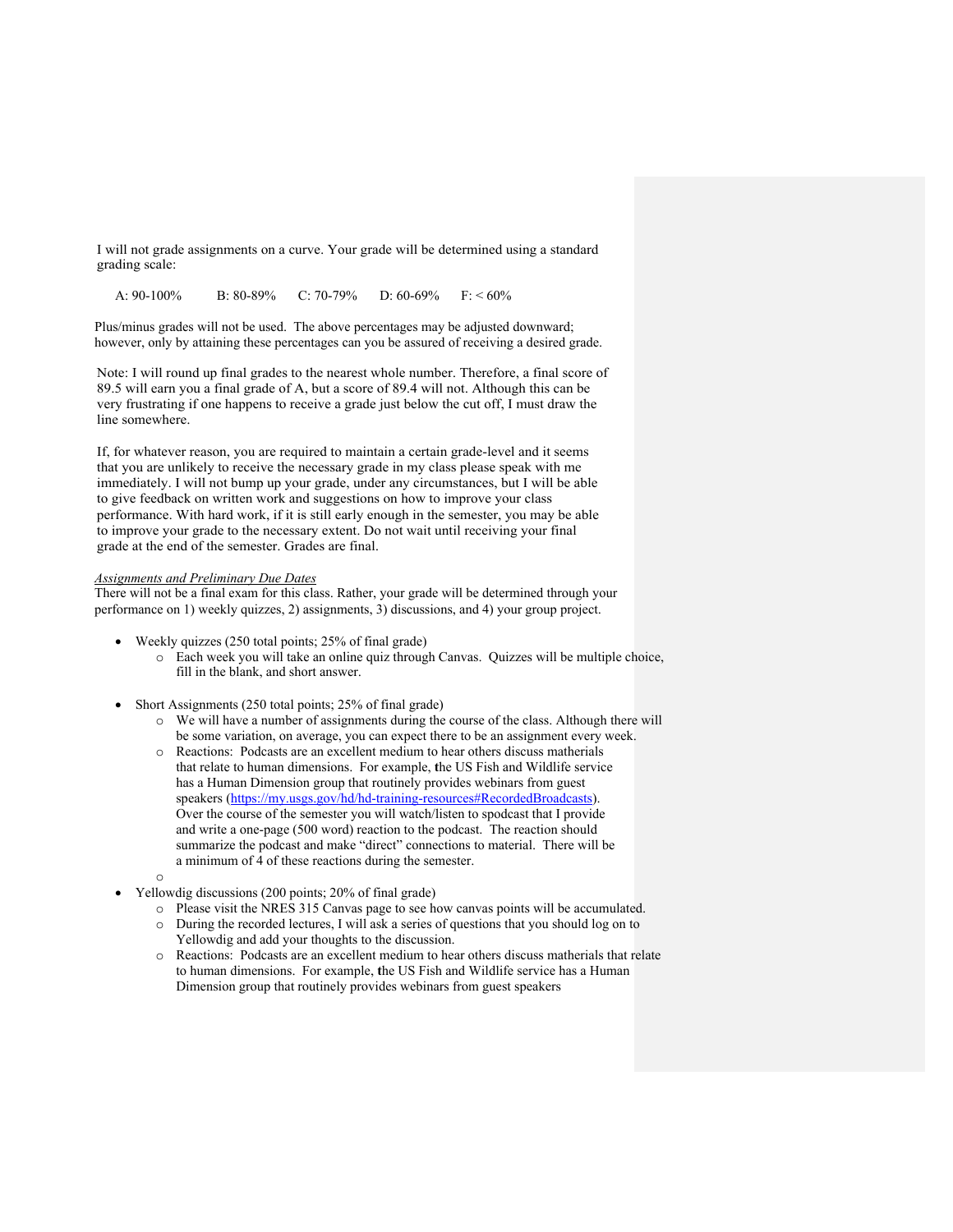I will not grade assignments on a curve. Your grade will be determined using a standard grading scale:

A: 90-100%   B: 80-89%   C: 70-79%   D: 60-69%   F: < 60%

Plus/minus grades will not be used. The above percentages may be adjusted downward; however, only by attaining these percentages can you be assured of receiving a desired grade.

Note: I will round up final grades to the nearest whole number. Therefore, a final score of 89.5 will earn you a final grade of A, but a score of 89.4 will not. Although this can be very frustrating if one happens to receive a grade just below the cut off, I must draw the line somewhere.

If, for whatever reason, you are required to maintain a certain grade-level and it seems that you are unlikely to receive the necessary grade in my class please speak with me immediately. I will not bump up your grade, under any circumstances, but I will be able to give feedback on written work and suggestions on how to improve your class performance. With hard work, if it is still early enough in the semester, you may be able to improve your grade to the necessary extent. Do not wait until receiving your final grade at the end of the semester. Grades are final.

*Assignments and Preliminary Due Dates*

There will not be a final exam for this class. Rather, your grade will be determined through your performance on 1) weekly quizzes, 2) assignments, 3) discussions, and 4) your group project.

- Weekly quizzes (250 total points; 25% of final grade)
  - Each week you will take an online quiz through Canvas. Quizzes will be multiple choice, fill in the blank, and short answer.

- Short Assignments (250 total points; 25% of final grade)
  - We will have a number of assignments during the course of the class. Although there will be some variation, on average, you can expect there to be an assignment every week.
  - Reactions: Podcasts are an excellent medium to hear others discuss matherials that relate to human dimensions. For example, the US Fish and Wildlife service has a Human Dimension group that routinely provides webinars from guest speakers (https://my.usgs.gov/hd/hd-training-resources#RecordedBroadcasts). Over the course of the semester you will watch/listen to spodcast that I provide and write a one-page (500 word) reaction to the podcast. The reaction should summarize the podcast and make "direct" connections to material. There will be a minimum of 4 of these reactions during the semester.
  -
- Yellowdig discussions (200 points; 20% of final grade)
  - Please visit the NRES 315 Canvas page to see how canvas points will be accumulated.
  - During the recorded lectures, I will ask a series of questions that you should log on to Yellowdig and add your thoughts to the discussion.
  - Reactions: Podcasts are an excellent medium to hear others discuss matherials that relate to human dimensions. For example, the US Fish and Wildlife service has a Human Dimension group that routinely provides webinars from guest speakers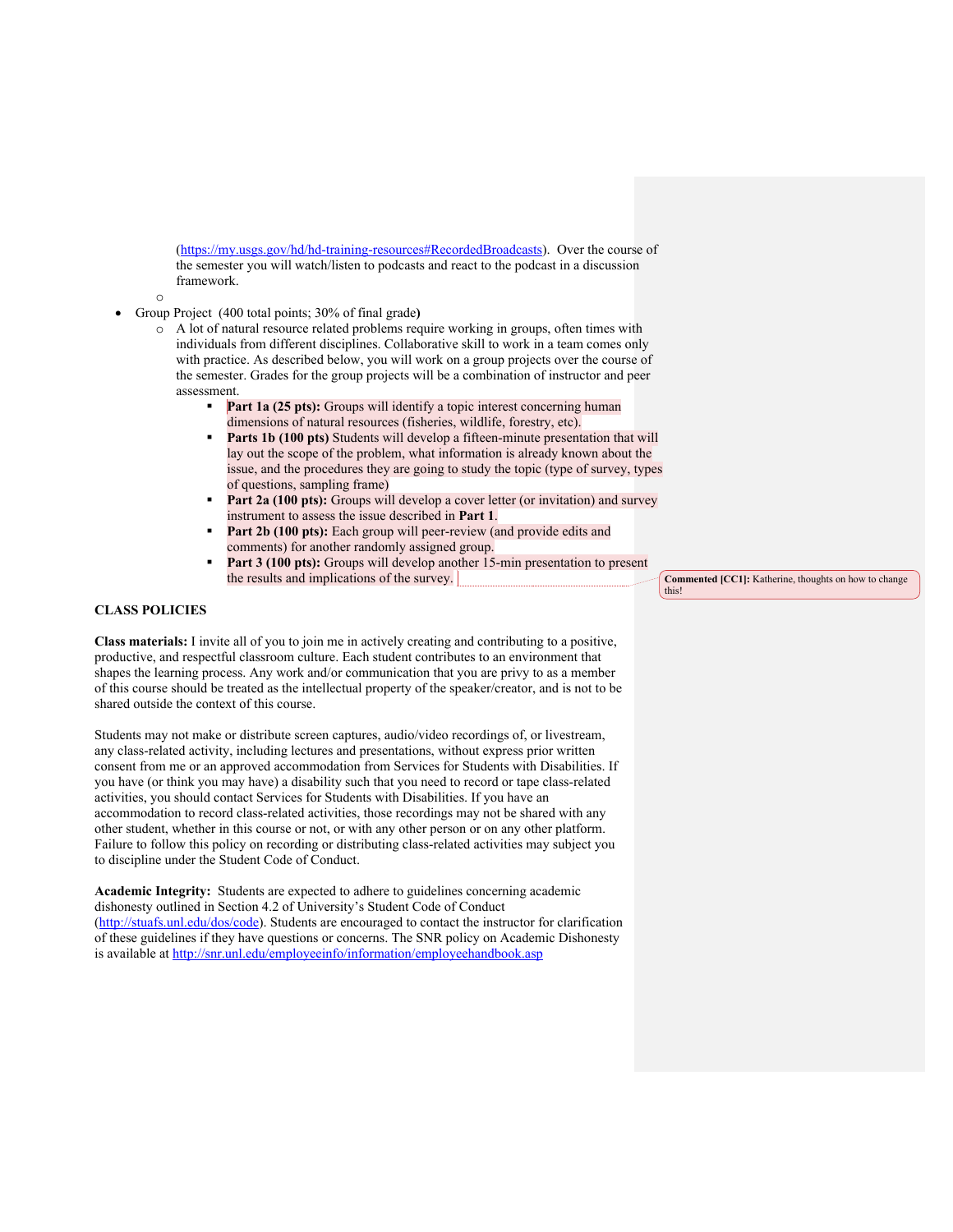(https://my.usgs.gov/hd/hd-training-resources#RecordedBroadcasts). Over the course of the semester you will watch/listen to podcasts and react to the podcast in a discussion framework.

- Group Project (400 total points; 30% of final grade**)**
  - A lot of natural resource related problems require working in groups, often times with individuals from different disciplines. Collaborative skill to work in a team comes only with practice. As described below, you will work on a group projects over the course of the semester. Grades for the group projects will be a combination of instructor and peer assessment.
    - **Part 1a (25 pts):** Groups will identify a topic interest concerning human dimensions of natural resources (fisheries, wildlife, forestry, etc).
    - **Parts 1b (100 pts)** Students will develop a fifteen-minute presentation that will lay out the scope of the problem, what information is already known about the issue, and the procedures they are going to study the topic (type of survey, types of questions, sampling frame)
    - **Part 2a (100 pts):** Groups will develop a cover letter (or invitation) and survey instrument to assess the issue described in **Part 1**.
    - **Part 2b (100 pts):** Each group will peer-review (and provide edits and comments) for another randomly assigned group.
    - **Part 3 (100 pts):** Groups will develop another 15-min presentation to present the results and implications of the survey.

**Commented [CC1]:** Katherine, thoughts on how to change this!

**CLASS POLICIES**

**Class materials:** I invite all of you to join me in actively creating and contributing to a positive, productive, and respectful classroom culture. Each student contributes to an environment that shapes the learning process. Any work and/or communication that you are privy to as a member of this course should be treated as the intellectual property of the speaker/creator, and is not to be shared outside the context of this course.

Students may not make or distribute screen captures, audio/video recordings of, or livestream, any class-related activity, including lectures and presentations, without express prior written consent from me or an approved accommodation from Services for Students with Disabilities. If you have (or think you may have) a disability such that you need to record or tape class-related activities, you should contact Services for Students with Disabilities. If you have an accommodation to record class-related activities, those recordings may not be shared with any other student, whether in this course or not, or with any other person or on any other platform. Failure to follow this policy on recording or distributing class-related activities may subject you to discipline under the Student Code of Conduct.

**Academic Integrity:** Students are expected to adhere to guidelines concerning academic dishonesty outlined in Section 4.2 of University's Student Code of Conduct (http://stuafs.unl.edu/dos/code). Students are encouraged to contact the instructor for clarification of these guidelines if they have questions or concerns. The SNR policy on Academic Dishonesty is available at http://snr.unl.edu/employeeinfo/information/employeehandbook.asp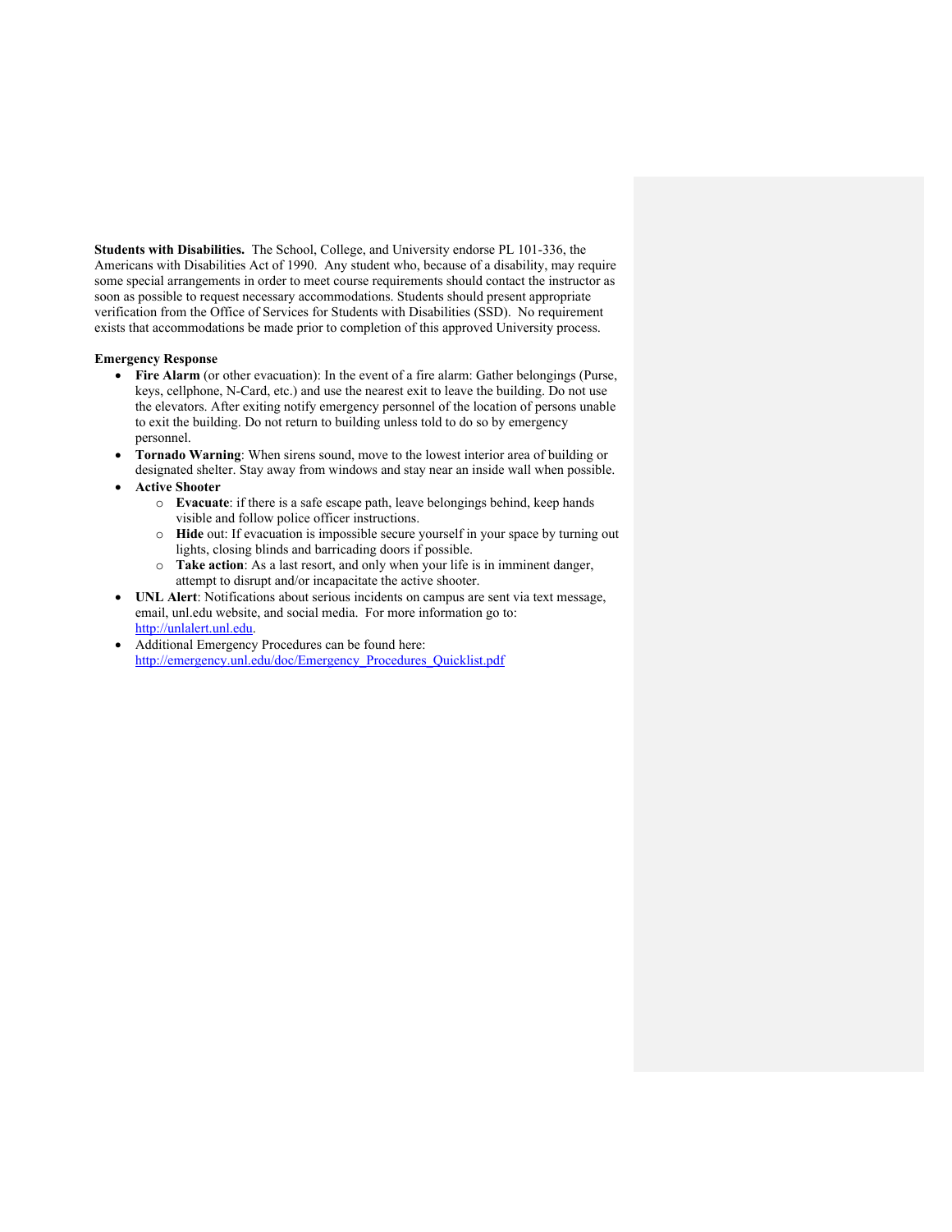**Students with Disabilities.** The School, College, and University endorse PL 101-336, the Americans with Disabilities Act of 1990. Any student who, because of a disability, may require some special arrangements in order to meet course requirements should contact the instructor as soon as possible to request necessary accommodations. Students should present appropriate verification from the Office of Services for Students with Disabilities (SSD). No requirement exists that accommodations be made prior to completion of this approved University process.

**Emergency Response**

- **Fire Alarm** (or other evacuation): In the event of a fire alarm: Gather belongings (Purse, keys, cellphone, N-Card, etc.) and use the nearest exit to leave the building. Do not use the elevators. After exiting notify emergency personnel of the location of persons unable to exit the building. Do not return to building unless told to do so by emergency personnel.
- **Tornado Warning**: When sirens sound, move to the lowest interior area of building or designated shelter. Stay away from windows and stay near an inside wall when possible.
- **Active Shooter**
  - **Evacuate**: if there is a safe escape path, leave belongings behind, keep hands visible and follow police officer instructions.
  - **Hide** out: If evacuation is impossible secure yourself in your space by turning out lights, closing blinds and barricading doors if possible.
  - **Take action**: As a last resort, and only when your life is in imminent danger, attempt to disrupt and/or incapacitate the active shooter.
- **UNL Alert**: Notifications about serious incidents on campus are sent via text message, email, unl.edu website, and social media. For more information go to: http://unlalert.unl.edu.
- Additional Emergency Procedures can be found here: http://emergency.unl.edu/doc/Emergency_Procedures_Quicklist.pdf